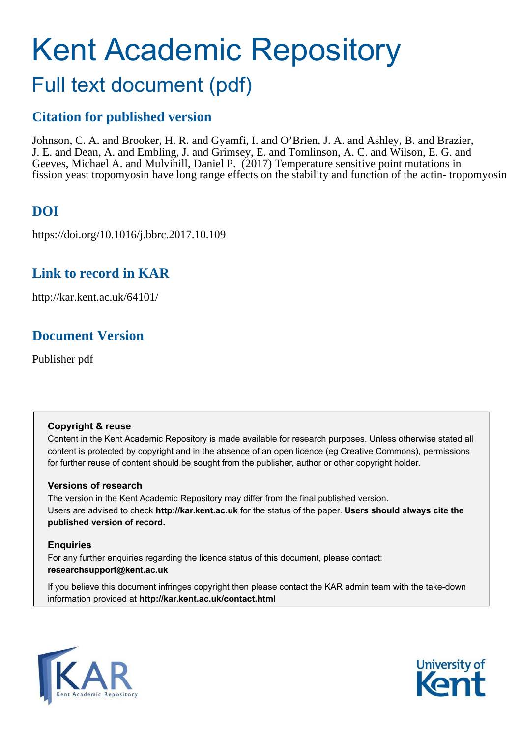# Kent Academic Repository

## Full text document (pdf)

### Citation for published version

Johnson, C. A. and Brooker, H. R. and Gyamfi, I. and O'Brien, J. A. and Ashley, B. and Brazier, J. E. and Dean, A. and Embling, J. and Grimsey, E. and Tomlinson, A. C. and Wilson, E. G. and Geeves, Michael A. and Mulvihill, Daniel P. (2017) Temperature sensitive point mutations in fission yeast tropomyosin have long range effects on the stability and function of the actin- tropomyosin

### DOI

https://doi.org/10.1016/j.bbrc.2017.10.109

### Link to record in KAR

http://kar.kent.ac.uk/64101/

### Document Version

Publisher pdf

**Copyright & reuse**

Content in the Kent Academic Repository is made available for research purposes. Unless otherwise stated all content is protected by copyright and in the absence of an open licence (eg Creative Commons), permissions for further reuse of content should be sought from the publisher, author or other copyright holder.

**Versions of research**

The version in the Kent Academic Repository may differ from the final published version.
Users are advised to check **http://kar.kent.ac.uk** for the status of the paper. **Users should always cite the published version of record.**

**Enquiries**

For any further enquiries regarding the licence status of this document, please contact:
**researchsupport@kent.ac.uk**

If you believe this document infringes copyright then please contact the KAR admin team with the take-down information provided at **http://kar.kent.ac.uk/contact.html**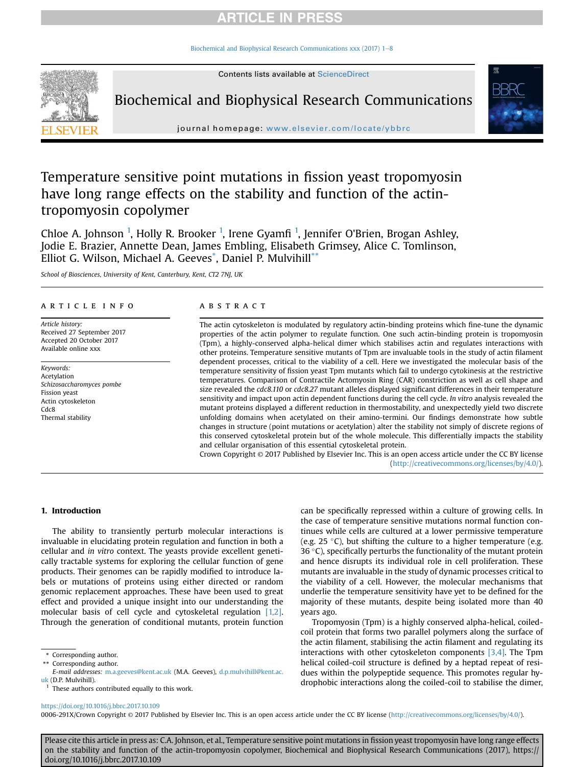# Temperature sensitive point mutations in fission yeast tropomyosin have long range effects on the stability and function of the actin-tropomyosin copolymer

Chloe A. Johnson [1], Holly R. Brooker [1], Irene Gyamfi [1], Jennifer O'Brien, Brogan Ashley, Jodie E. Brazier, Annette Dean, James Embling, Elisabeth Grimsey, Alice C. Tomlinson, Elliot G. Wilson, Michael A. Geeves*, Daniel P. Mulvihill**

*School of Biosciences, University of Kent, Canterbury, Kent, CT2 7NJ, UK*

## ARTICLE INFO

*Article history:*
Received 27 September 2017
Accepted 20 October 2017
Available online xxx

*Keywords:*
Acetylation
*Schizosaccharomyces pombe*
Fission yeast
Actin cytoskeleton
Cdc8
Thermal stability

## ABSTRACT

The actin cytoskeleton is modulated by regulatory actin-binding proteins which fine-tune the dynamic properties of the actin polymer to regulate function. One such actin-binding protein is tropomyosin (Tpm), a highly-conserved alpha-helical dimer which stabilises actin and regulates interactions with other proteins. Temperature sensitive mutants of Tpm are invaluable tools in the study of actin filament dependent processes, critical to the viability of a cell. Here we investigated the molecular basis of the temperature sensitivity of fission yeast Tpm mutants which fail to undergo cytokinesis at the restrictive temperatures. Comparison of Contractile Actomyosin Ring (CAR) constriction as well as cell shape and size revealed the *cdc8.110* or *cdc8.27* mutant alleles displayed significant differences in their temperature sensitivity and impact upon actin dependent functions during the cell cycle. *In vitro* analysis revealed the mutant proteins displayed a different reduction in thermostability, and unexpectedly yield two discrete unfolding domains when acetylated on their amino-termini. Our findings demonstrate how subtle changes in structure (point mutations or acetylation) alter the stability not simply of discrete regions of this conserved cytoskeletal protein but of the whole molecule. This differentially impacts the stability and cellular organisation of this essential cytoskeletal protein.

Crown Copyright © 2017 Published by Elsevier Inc. This is an open access article under the CC BY license (http://creativecommons.org/licenses/by/4.0/).

## 1. Introduction

The ability to transiently perturb molecular interactions is invaluable in elucidating protein regulation and function in both a cellular and *in vitro* context. The yeasts provide excellent genetically tractable systems for exploring the cellular function of gene products. Their genomes can be rapidly modified to introduce labels or mutations of proteins using either directed or random genomic replacement approaches. These have been used to great effect and provided a unique insight into our understanding the molecular basis of cell cycle and cytoskeletal regulation [1,2]. Through the generation of conditional mutants, protein function can be specifically repressed within a culture of growing cells. In the case of temperature sensitive mutations normal function continues while cells are cultured at a lower permissive temperature (e.g. 25 °C), but shifting the culture to a higher temperature (e.g. 36 °C), specifically perturbs the functionality of the mutant protein and hence disrupts its individual role in cell proliferation. These mutants are invaluable in the study of dynamic processes critical to the viability of a cell. However, the molecular mechanisms that underlie the temperature sensitivity have yet to be defined for the majority of these mutants, despite being isolated more than 40 years ago.

Tropomyosin (Tpm) is a highly conserved alpha-helical, coiled-coil protein that forms two parallel polymers along the surface of the actin filament, stabilising the actin filament and regulating its interactions with other cytoskeleton components [3,4]. The Tpm helical coiled-coil structure is defined by a heptad repeat of residues within the polypeptide sequence. This promotes regular hydrophobic interactions along the coiled-coil to stabilise the dimer,

\* Corresponding author.
\*\* Corresponding author.
*E-mail addresses:* m.a.geeves@kent.ac.uk (M.A. Geeves), d.p.mulvihill@kent.ac.uk (D.P. Mulvihill).
[1] These authors contributed equally to this work.

https://doi.org/10.1016/j.bbrc.2017.10.109
0006-291X/Crown Copyright © 2017 Published by Elsevier Inc. This is an open access article under the CC BY license (http://creativecommons.org/licenses/by/4.0/).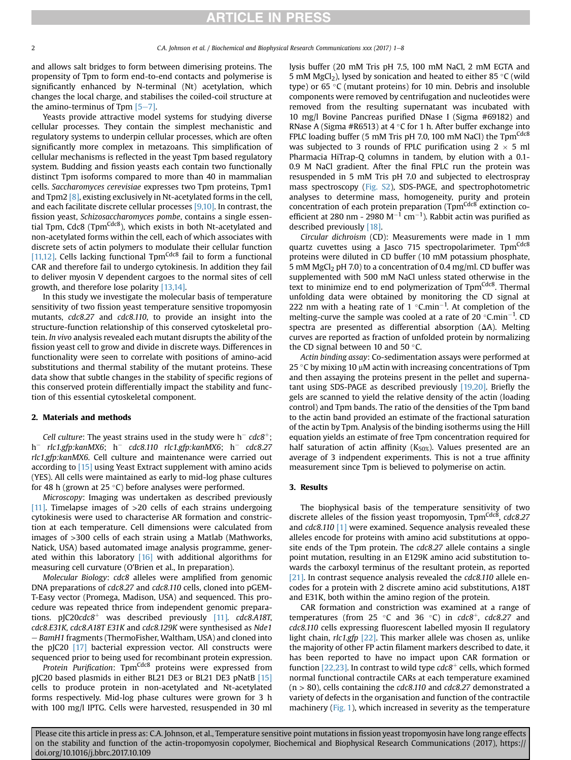and allows salt bridges to form between dimerising proteins. The propensity of Tpm to form end-to-end contacts and polymerise is significantly enhanced by N-terminal (Nt) acetylation, which changes the local charge, and stabilises the coiled-coil structure at the amino-terminus of Tpm [5–7].

Yeasts provide attractive model systems for studying diverse cellular processes. They contain the simplest mechanistic and regulatory systems to underpin cellular processes, which are often significantly more complex in metazoans. This simplification of cellular mechanisms is reflected in the yeast Tpm based regulatory system. Budding and fission yeasts each contain two functionally distinct Tpm isoforms compared to more than 40 in mammalian cells. *Saccharomyces cerevisiae* expresses two Tpm proteins, Tpm1 and Tpm2 [8], existing exclusively in Nt-acetylated forms in the cell, and each facilitate discrete cellular processes [9,10]. In contrast, the fission yeast, *Schizosaccharomyces pombe*, contains a single essential Tpm, Cdc8 ($Tpm^{Cdc8}$), which exists in both Nt-acetylated and non-acetylated forms within the cell, each of which associates with discrete sets of actin polymers to modulate their cellular function [11,12]. Cells lacking functional $Tpm^{Cdc8}$ fail to form a functional CAR and therefore fail to undergo cytokinesis. In addition they fail to deliver myosin V dependent cargoes to the normal sites of cell growth, and therefore lose polarity [13,14].

In this study we investigate the molecular basis of temperature sensitivity of two fission yeast temperature sensitive tropomyosin mutants, *cdc8.27* and *cdc8.110*, to provide an insight into the structure-function relationship of this conserved cytoskeletal protein. *In vivo* analysis revealed each mutant disrupts the ability of the fission yeast cell to grow and divide in discrete ways. Differences in functionality were seen to correlate with positions of amino-acid substitutions and thermal stability of the mutant proteins. These data show that subtle changes in the stability of specific regions of this conserved protein differentially impact the stability and function of this essential cytoskeletal component.

## 2. Materials and methods

*Cell culture*: The yeast strains used in the study were h$^-$ *cdc8*$^+$; h$^-$ *rlc1.gfp:kanMX6*; h$^-$ *cdc8.110 rlc1.gfp:kanMX6*; h$^-$ *cdc8.27 rlc1.gfp:kanMX6*. Cell culture and maintenance were carried out according to [15] using Yeast Extract supplement with amino acids (YES). All cells were maintained as early to mid-log phase cultures for 48 h (grown at 25 °C) before analyses were performed.

*Microscopy*: Imaging was undertaken as described previously [11]. Timelapse images of >20 cells of each strains undergoing cytokinesis were used to characterise AR formation and constriction at each temperature. Cell dimensions were calculated from images of >300 cells of each strain using a Matlab (Mathworks, Natick, USA) based automated image analysis programme, generated within this laboratory [16] with additional algorithms for measuring cell curvature (O'Brien et al., In preparation).

*Molecular Biology*: *cdc8* alleles were amplified from genomic DNA preparations of *cdc8.27* and *cdc8.110* cells, cloned into pGEM-T-Easy vector (Promega, Madison, USA) and sequenced. This procedure was repeated thrice from independent genomic preparations. pJC20*cdc8*$^+$ was described previously [11]. *cdc8.A18T*, *cdc8.E31K*, *cdc8.A18T E31K* and *cdc8.129K* were synthesised as *Nde1 – BamH1* fragments (ThermoFisher, Waltham, USA) and cloned into the pJC20 [17] bacterial expression vector. All constructs were sequenced prior to being used for recombinant protein expression.

*Protein Purification*: $Tpm^{Cdc8}$ proteins were expressed from pJC20 based plasmids in either BL21 DE3 or BL21 DE3 pNatB [15] cells to produce protein in non-acetylated and Nt-acetylated forms respectively. Mid-log phase cultures were grown for 3 h with 100 mg/l IPTG. Cells were harvested, resuspended in 30 ml lysis buffer (20 mM Tris pH 7.5, 100 mM NaCl, 2 mM EGTA and 5 mM $MgCl_2$), lysed by sonication and heated to either 85 °C (wild type) or 65 °C (mutant proteins) for 10 min. Debris and insoluble components were removed by centrifugation and nucleotides were removed from the resulting supernatant was incubated with 10 mg/l Bovine Pancreas purified DNase I (Sigma #69182) and RNase A (Sigma #R6513) at 4 °C for 1 h. After buffer exchange into FPLC loading buffer (5 mM Tris pH 7.0, 100 mM NaCl) the $Tpm^{Cdc8}$ was subjected to 3 rounds of FPLC purification using 2 × 5 ml Pharmacia HiTrap-Q columns in tandem, by elution with a 0.1-0.9 M NaCl gradient. After the final FPLC run the protein was resuspended in 5 mM Tris pH 7.0 and subjected to electrospray mass spectroscopy (Fig. S2), SDS-PAGE, and spectrophotometric analyses to determine mass, homogeneity, purity and protein concentration of each protein preparation ($Tpm^{Cdc8}$ extinction coefficient at 280 nm - 2980 $M^{-1}$ $cm^{-1}$). Rabbit actin was purified as described previously [18].

*Circular dichroism* (CD): Measurements were made in 1 mm quartz cuvettes using a Jasco 715 spectropolarimeter. $Tpm^{Cdc8}$ proteins were diluted in CD buffer (10 mM potassium phosphate, 5 mM $MgCl_2$ pH 7.0) to a concentration of 0.4 mg/ml. CD buffer was supplemented with 500 mM NaCl unless stated otherwise in the text to minimize end to end polymerization of $Tpm^{Cdc8}$. Thermal unfolding data were obtained by monitoring the CD signal at 222 nm with a heating rate of 1 °C.min$^{-1}$. At completion of the melting-curve the sample was cooled at a rate of 20 °C.min$^{-1}$. CD spectra are presented as differential absorption (ΔA). Melting curves are reported as fraction of unfolded protein by normalizing the CD signal between 10 and 50 °C.

*Actin binding assay*: Co-sedimentation assays were performed at 25 °C by mixing 10 μM actin with increasing concentrations of Tpm and then assaying the proteins present in the pellet and supernatant using SDS-PAGE as described previously [19,20]. Briefly the gels are scanned to yield the relative density of the actin (loading control) and Tpm bands. The ratio of the densities of the Tpm band to the actin band provided an estimate of the fractional saturation of the actin by Tpm. Analysis of the binding isotherms using the Hill equation yields an estimate of free Tpm concentration required for half saturation of actin affinity ($K_{50\%}$). Values presented are an average of 3 indepdent experiments. This is not a true affinity measurement since Tpm is believed to polymerise on actin.

## 3. Results

The biophysical basis of the temperature sensitivity of two discrete alleles of the fission yeast tropomyosin, $Tpm^{Cdc8}$, *cdc8.27* and *cdc8.110* [1] were examined. Sequence analysis revealed these alleles encode for proteins with amino acid substitutions at opposite ends of the Tpm protein. The *cdc8.27* allele contains a single point mutation, resulting in an E129K amino acid substitution towards the carboxyl terminus of the resultant protein, as reported [21]. In contrast sequence analysis revealed the *cdc8.110* allele encodes for a protein with 2 discrete amino acid substitutions, A18T and E31K, both within the amino region of the protein.

CAR formation and constriction was examined at a range of temperatures (from 25 °C and 36 °C) in *cdc8*$^+$, *cdc8.27* and *cdc8.110* cells expressing fluorescent labelled myosin II regulatory light chain, *rlc1.gfp* [22]. This marker allele was chosen as, unlike the majority of other FP actin filament markers described to date, it has been reported to have no impact upon CAR formation or function [22,23]. In contrast to wild type *cdc8*$^+$ cells, which formed normal functional contractile CARs at each temperature examined (n > 80), cells containing the *cdc8.110* and *cdc8.27* demonstrated a variety of defects in the organisation and function of the contractile machinery (Fig. 1), which increased in severity as the temperature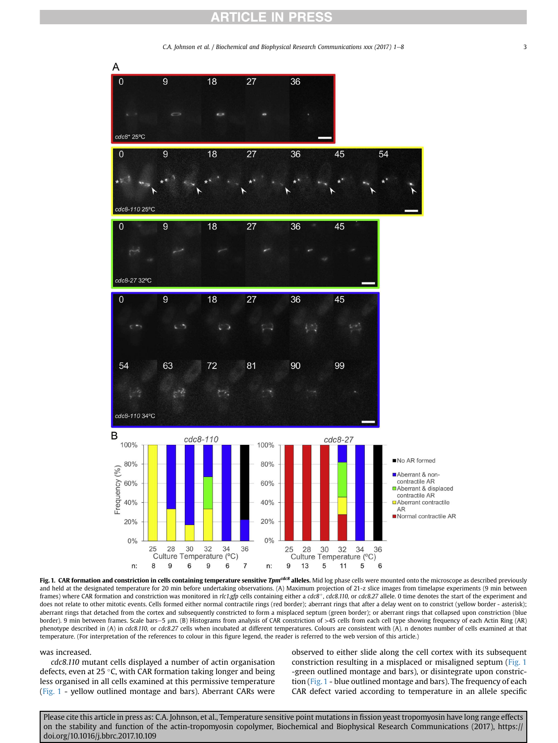**Fig. 1. CAR formation and constriction in cells containing temperature sensitive $Tpm^{cdc8}$ alleles.** Mid log phase cells were mounted onto the microscope as described previously and held at the designated temperature for 20 min before undertaking observations. (A) Maximum projection of 21-z slice images from timelapse experiments (9 min between frames) where CAR formation and constriction was monitored in *rlc1.gfp* cells containing either a *cdc8*$^+$, *cdc8.110*, or *cdc8.27* allele. 0 time denotes the start of the experiment and does not relate to other mitotic events. Cells formed either normal contractile rings (red border); aberrant rings that after a delay went on to constrict (yellow border - asterisk); aberrant rings that detached from the cortex and subsequently constricted to form a misplaced septum (green border); or aberrant rings that collapsed upon constriction (blue border). 9 min between frames. Scale bars—5 μm. (B) Histograms from analysis of CAR constriction of >45 cells from each cell type showing frequency of each Actin Ring (AR) phenotype described in (A) in *cdc8.110*, or *cdc8.27* cells when incubated at different temperatures. Colours are consistent with (A). n denotes number of cells examined at that temperature. (For interpretation of the references to colour in this figure legend, the reader is referred to the web version of this article.)

was increased.

*cdc8.110* mutant cells displayed a number of actin organisation defects, even at 25 °C, with CAR formation taking longer and being less organised in all cells examined at this permissive temperature (Fig. 1 - yellow outlined montage and bars). Aberrant CARs were observed to either slide along the cell cortex with its subsequent constriction resulting in a misplaced or misaligned septum (Fig. 1 -green outlined montage and bars), or disintegrate upon constriction (Fig. 1 - blue outlined montage and bars). The frequency of each CAR defect varied according to temperature in an allele specific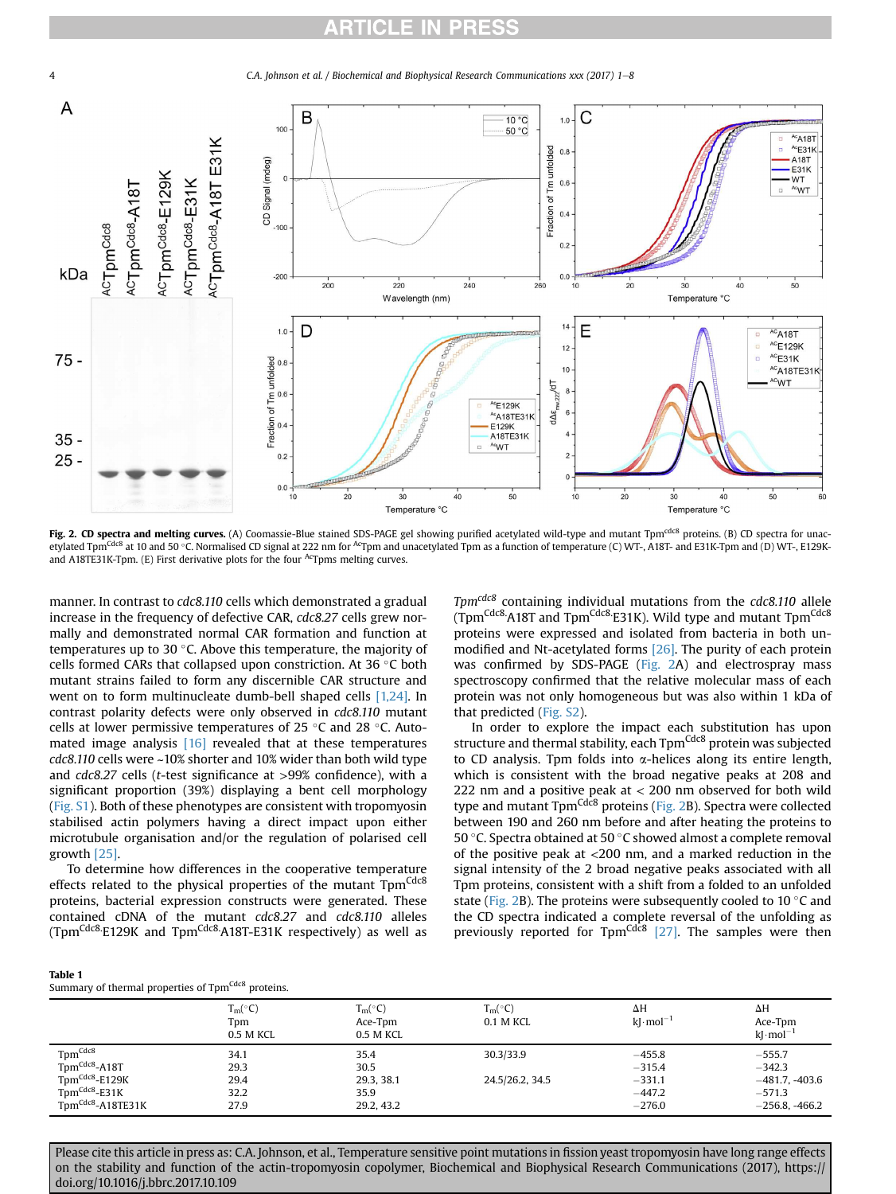**Fig. 2. CD spectra and melting curves.** (A) Coomassie-Blue stained SDS-PAGE gel showing purified acetylated wild-type and mutant Tpm[Cdc8] proteins. (B) CD spectra for unacetylated Tpm[Cdc8] at 10 and 50 °C. Normalised CD signal at 222 nm for [Ac]Tpm and unacetylated Tpm as a function of temperature (C) WT-, A18T- and E31K-Tpm and (D) WT-, E129K- and A18TE31K-Tpm. (E) First derivative plots for the four [Ac]Tpms melting curves.

manner. In contrast to *cdc8.110* cells which demonstrated a gradual increase in the frequency of defective CAR, *cdc8.27* cells grew normally and demonstrated normal CAR formation and function at temperatures up to 30 °C. Above this temperature, the majority of cells formed CARs that collapsed upon constriction. At 36 °C both mutant strains failed to form any discernible CAR structure and went on to form multinucleate dumb-bell shaped cells [1,24]. In contrast polarity defects were only observed in *cdc8.110* mutant cells at lower permissive temperatures of 25 °C and 28 °C. Automated image analysis [16] revealed that at these temperatures *cdc8.110* cells were ~10% shorter and 10% wider than both wild type and *cdc8.27* cells (*t*-test significance at >99% confidence), with a significant proportion (39%) displaying a bent cell morphology (Fig. S1). Both of these phenotypes are consistent with tropomyosin stabilised actin polymers having a direct impact upon either microtubule organisation and/or the regulation of polarised cell growth [25].

To determine how differences in the cooperative temperature effects related to the physical properties of the mutant Tpm[Cdc8] proteins, bacterial expression constructs were generated. These contained cDNA of the mutant *cdc8.27* and *cdc8.110* alleles (Tpm[Cdc8].E129K and Tpm[Cdc8].A18T-E31K respectively) as well as *Tpm[cdc8]* containing individual mutations from the *cdc8.110* allele (Tpm[Cdc8].A18T and Tpm[Cdc8].E31K). Wild type and mutant Tpm[Cdc8] proteins were expressed and isolated from bacteria in both unmodified and Nt-acetylated forms [26]. The purity of each protein was confirmed by SDS-PAGE (Fig. 2A) and electrospray mass spectroscopy confirmed that the relative molecular mass of each protein was not only homogeneous but was also within 1 kDa of that predicted (Fig. S2).

In order to explore the impact each substitution has upon structure and thermal stability, each Tpm[Cdc8] protein was subjected to CD analysis. Tpm folds into α-helices along its entire length, which is consistent with the broad negative peaks at 208 and 222 nm and a positive peak at < 200 nm observed for both wild type and mutant Tpm[Cdc8] proteins (Fig. 2B). Spectra were collected between 190 and 260 nm before and after heating the proteins to 50 °C. Spectra obtained at 50 °C showed almost a complete removal of the positive peak at <200 nm, and a marked reduction in the signal intensity of the 2 broad negative peaks associated with all Tpm proteins, consistent with a shift from a folded to an unfolded state (Fig. 2B). The proteins were subsequently cooled to 10 °C and the CD spectra indicated a complete reversal of the unfolding as previously reported for Tpm[Cdc8] [27]. The samples were then

**Table 1**
Summary of thermal properties of Tpm[Cdc8] proteins.

| | $T_m$(°C) Tpm 0.5 M KCL | $T_m$(°C) Ace-Tpm 0.5 M KCL | $T_m$(°C) 0.1 M KCL | ΔH kJ·mol$^{-1}$ | ΔH Ace-Tpm kJ·mol$^{-1}$ |
|---|---|---|---|---|---|
| Tpm[Cdc8] | 34.1 | 35.4 | 30.3/33.9 | −455.8 | −555.7 |
| Tpm[Cdc8]-A18T | 29.3 | 30.5 | | −315.4 | −342.3 |
| Tpm[Cdc8]-E129K | 29.4 | 29.3, 38.1 | 24.5/26.2, 34.5 | −331.1 | −481.7, −403.6 |
| Tpm[Cdc8]-E31K | 32.2 | 35.9 | | −447.2 | −571.3 |
| Tpm[Cdc8]-A18TE31K | 27.9 | 29.2, 43.2 | | −276.0 | −256.8, −466.2 |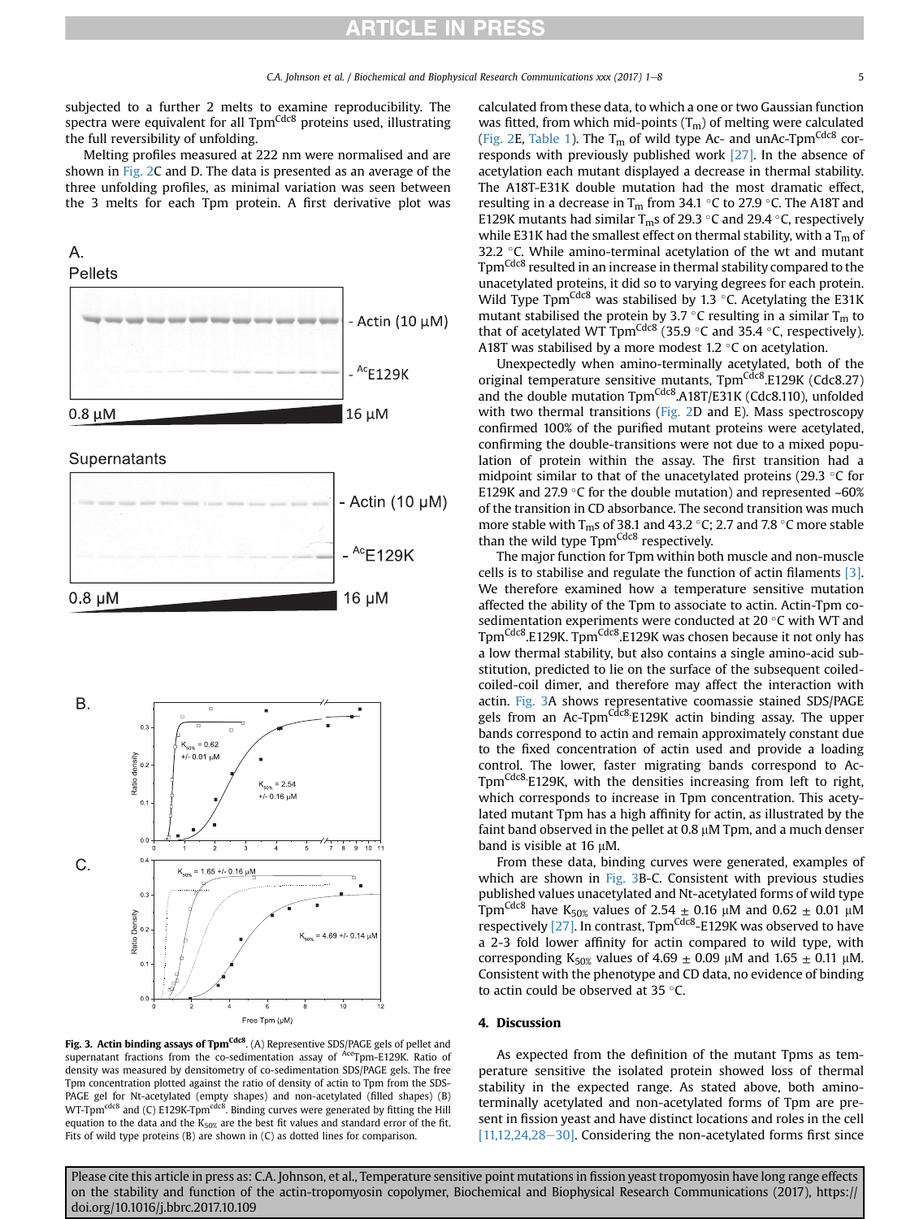subjected to a further 2 melts to examine reproducibility. The spectra were equivalent for all $Tpm^{Cdc8}$ proteins used, illustrating the full reversibility of unfolding.

Melting profiles measured at 222 nm were normalised and are shown in Fig. 2C and D. The data is presented as an average of the three unfolding profiles, as minimal variation was seen between the 3 melts for each Tpm protein. A first derivative plot was calculated from these data, to which a one or two Gaussian function was fitted, from which mid-points ($T_m$) of melting were calculated (Fig. 2E, Table 1). The $T_m$ of wild type Ac- and unAc-$Tpm^{Cdc8}$ corresponds with previously published work [27]. In the absence of acetylation each mutant displayed a decrease in thermal stability. The A18T-E31K double mutation had the most dramatic effect, resulting in a decrease in $T_m$ from 34.1 °C to 27.9 °C. The A18T and E129K mutants had similar $T_m$s of 29.3 °C and 29.4 °C, respectively while E31K had the smallest effect on thermal stability, with a $T_m$ of 32.2 °C. While amino-terminal acetylation of the wt and mutant $Tpm^{Cdc8}$ resulted in an increase in thermal stability compared to the unacetylated proteins, it did so to varying degrees for each protein. Wild Type $Tpm^{Cdc8}$ was stabilised by 1.3 °C. Acetylating the E31K mutant stabilised the protein by 3.7 °C resulting in a similar $T_m$ to that of acetylated WT $Tpm^{Cdc8}$ (35.9 °C and 35.4 °C, respectively). A18T was stabilised by a more modest 1.2 °C on acetylation.

Unexpectedly when amino-terminally acetylated, both of the original temperature sensitive mutants, $Tpm^{Cdc8}$.E129K (Cdc8.27) and the double mutation $Tpm^{Cdc8}$.A18T/E31K (Cdc8.110), unfolded with two thermal transitions (Fig. 2D and E). Mass spectroscopy confirmed 100% of the purified mutant proteins were acetylated, confirming the double-transitions were not due to a mixed population of protein within the assay. The first transition had a midpoint similar to that of the unacetylated proteins (29.3 °C for E129K and 27.9 °C for the double mutation) and represented ~60% of the transition in CD absorbance. The second transition was much more stable with $T_m$s of 38.1 and 43.2 °C; 2.7 and 7.8 °C more stable than the wild type $Tpm^{Cdc8}$ respectively.

The major function for Tpm within both muscle and non-muscle cells is to stabilise and regulate the function of actin filaments [3]. We therefore examined how a temperature sensitive mutation affected the ability of the Tpm to associate to actin. Actin-Tpm co-sedimentation experiments were conducted at 20 °C with WT and $Tpm^{Cdc8}$.E129K. $Tpm^{Cdc8}$.E129K was chosen because it not only has a low thermal stability, but also contains a single amino-acid substitution, predicted to lie on the surface of the subsequent coiled-coiled-coil dimer, and therefore may affect the interaction with actin. Fig. 3A shows representative coomassie stained SDS/PAGE gels from an Ac-$Tpm^{Cdc8}$-E129K actin binding assay. The upper bands correspond to actin and remain approximately constant due to the fixed concentration of actin used and provide a loading control. The lower, faster migrating bands correspond to Ac-$Tpm^{Cdc8}$-E129K, with the densities increasing from left to right, which corresponds to increase in Tpm concentration. This acetylated mutant Tpm has a high affinity for actin, as illustrated by the faint band observed in the pellet at 0.8 μM Tpm, and a much denser band is visible at 16 μM.

From these data, binding curves were generated, examples of which are shown in Fig. 3B-C. Consistent with previous studies published values unacetylated and Nt-acetylated forms of wild type $Tpm^{Cdc8}$ have $K_{50\%}$ values of 2.54 ± 0.16 μM and 0.62 ± 0.01 μM respectively [27]. In contrast, $Tpm^{Cdc8}$-E129K was observed to have a 2-3 fold lower affinity for actin compared to wild type, with corresponding $K_{50\%}$ values of 4.69 ± 0.09 μM and 1.65 ± 0.11 μM. Consistent with the phenotype and CD data, no evidence of binding to actin could be observed at 35 °C.

**Fig. 3. Actin binding assays of $Tpm^{Cdc8}$.** (A) Representative SDS/PAGE gels of pellet and supernatant fractions from the co-sedimentation assay of $^{Ace}$Tpm-E129K. Ratio of density was measured by densitometry of co-sedimentation SDS/PAGE gels. The free Tpm concentration plotted against the ratio of density of actin to Tpm from the SDS-PAGE gel for Nt-acetylated (empty shapes) and non-acetylated (filled shapes) (B) WT-$Tpm^{cdc8}$ and (C) E129K-$Tpm^{cdc8}$. Binding curves were generated by fitting the Hill equation to the data and the $K_{50\%}$ are the best fit values and standard error of the fit. Fits of wild type proteins (B) are shown in (C) as dotted lines for comparison.

## 4. Discussion

As expected from the definition of the mutant Tpms as temperature sensitive the isolated protein showed loss of thermal stability in the expected range. As stated above, both amino-terminally acetylated and non-acetylated forms of Tpm are present in fission yeast and have distinct locations and roles in the cell [11,12,24,28–30]. Considering the non-acetylated forms first since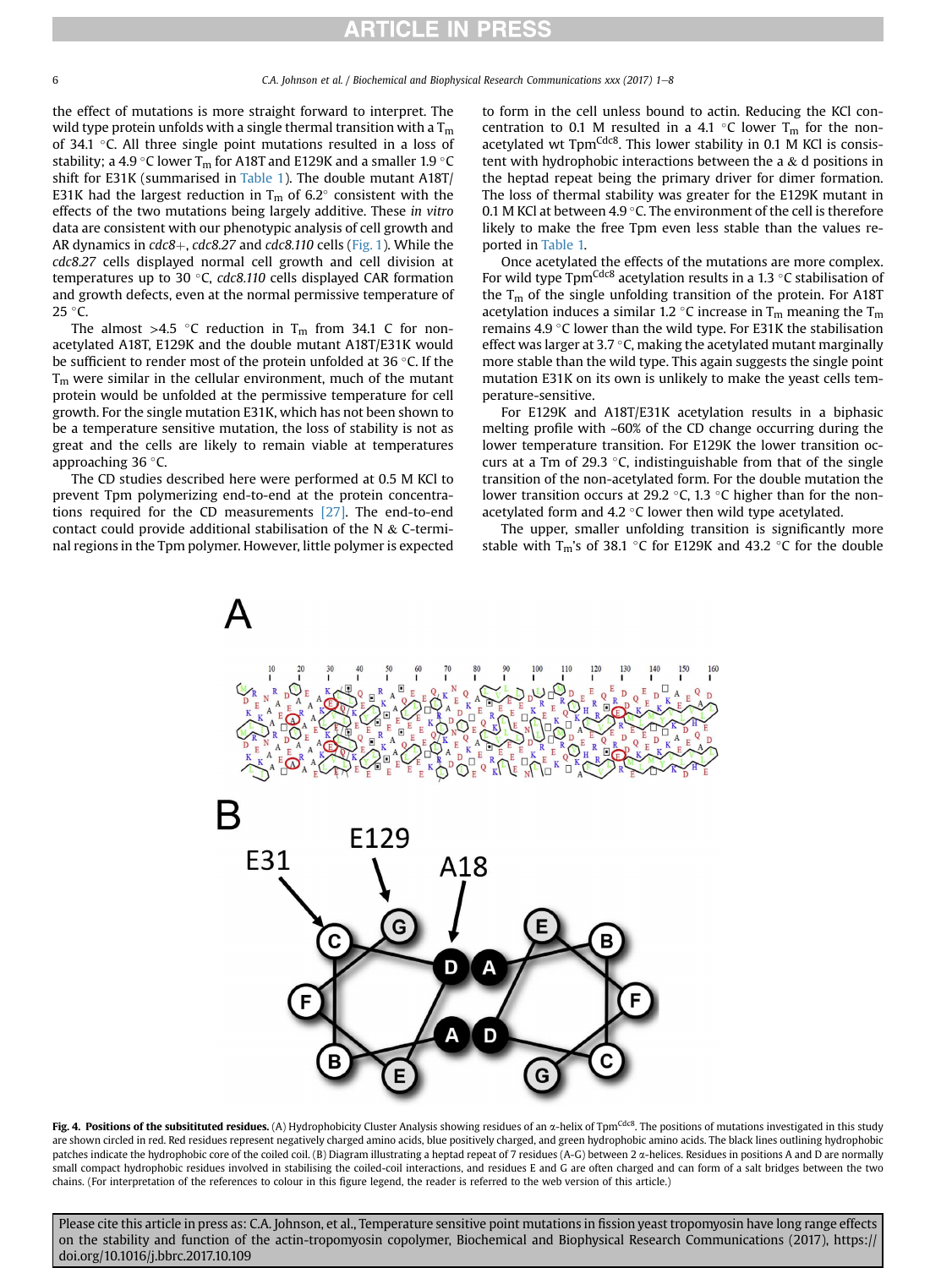the effect of mutations is more straight forward to interpret. The wild type protein unfolds with a single thermal transition with a $T_m$ of 34.1 °C. All three single point mutations resulted in a loss of stability; a 4.9 °C lower $T_m$ for A18T and E129K and a smaller 1.9 °C shift for E31K (summarised in Table 1). The double mutant A18T/E31K had the largest reduction in $T_m$ of 6.2° consistent with the effects of the two mutations being largely additive. These *in vitro* data are consistent with our phenotypic analysis of cell growth and AR dynamics in *cdc8+*, *cdc8.27* and *cdc8.110* cells (Fig. 1). While the *cdc8.27* cells displayed normal cell growth and cell division at temperatures up to 30 °C, *cdc8.110* cells displayed CAR formation and growth defects, even at the normal permissive temperature of 25 °C.

The almost >4.5 °C reduction in $T_m$ from 34.1 C for non-acetylated A18T, E129K and the double mutant A18T/E31K would be sufficient to render most of the protein unfolded at 36 °C. If the $T_m$ were similar in the cellular environment, much of the mutant protein would be unfolded at the permissive temperature for cell growth. For the single mutation E31K, which has not been shown to be a temperature sensitive mutation, the loss of stability is not as great and the cells are likely to remain viable at temperatures approaching 36 °C.

The CD studies described here were performed at 0.5 M KCl to prevent Tpm polymerizing end-to-end at the protein concentrations required for the CD measurements [27]. The end-to-end contact could provide additional stabilisation of the N & C-terminal regions in the Tpm polymer. However, little polymer is expected to form in the cell unless bound to actin. Reducing the KCl concentration to 0.1 M resulted in a 4.1 °C lower $T_m$ for the non-acetylated wt Tpm[Cdc8]. This lower stability in 0.1 M KCl is consistent with hydrophobic interactions between the a & d positions in the heptad repeat being the primary driver for dimer formation. The loss of thermal stability was greater for the E129K mutant in 0.1 M KCl at between 4.9 °C. The environment of the cell is therefore likely to make the free Tpm even less stable than the values reported in Table 1.

Once acetylated the effects of the mutations are more complex. For wild type Tpm[Cdc8] acetylation results in a 1.3 °C stabilisation of the $T_m$ of the single unfolding transition of the protein. For A18T acetylation induces a similar 1.2 °C increase in $T_m$ meaning the $T_m$ remains 4.9 °C lower than the wild type. For E31K the stabilisation effect was larger at 3.7 °C, making the acetylated mutant marginally more stable than the wild type. This again suggests the single point mutation E31K on its own is unlikely to make the yeast cells temperature-sensitive.

For E129K and A18T/E31K acetylation results in a biphasic melting profile with ~60% of the CD change occurring during the lower temperature transition. For E129K the lower transition occurs at a Tm of 29.3 °C, indistinguishable from that of the single transition of the non-acetylated form. For the double mutation the lower transition occurs at 29.2 °C, 1.3 °C higher than for the non-acetylated form and 4.2 °C lower then wild type acetylated.

The upper, smaller unfolding transition is significantly more stable with $T_m$'s of 38.1 °C for E129K and 43.2 °C for the double

**Fig. 4. Positions of the subsitituted residues.** (A) Hydrophobicity Cluster Analysis showing residues of an α-helix of Tpm[Cdc8]. The positions of mutations investigated in this study are shown circled in red. Red residues represent negatively charged amino acids, blue positively charged, and green hydrophobic amino acids. The black lines outlining hydrophobic patches indicate the hydrophobic core of the coiled coil. (B) Diagram illustrating a heptad repeat of 7 residues (A-G) between 2 α-helices. Residues in positions A and D are normally small compact hydrophobic residues involved in stabilising the coiled-coil interactions, and residues E and G are often charged and can form of a salt bridges between the two chains. (For interpretation of the references to colour in this figure legend, the reader is referred to the web version of this article.)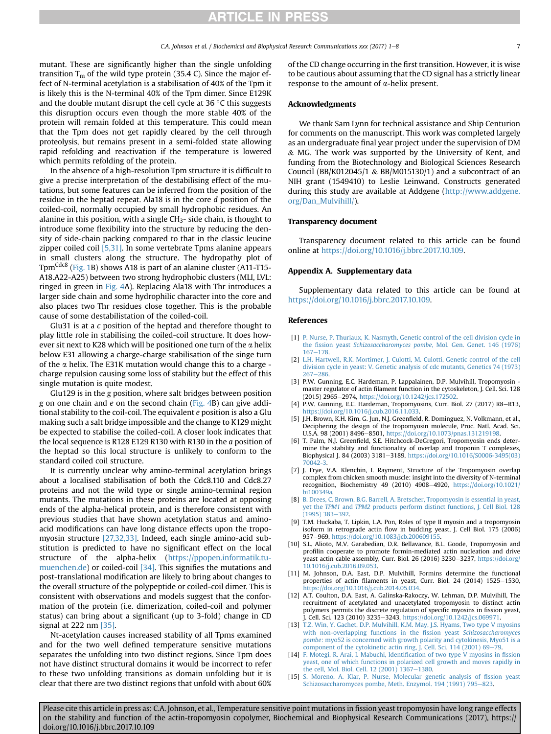mutant. These are significantly higher than the single unfolding transition $T_m$ of the wild type protein (35.4 C). Since the major effect of N-terminal acetylation is a stabilisation of 40% of the Tpm it is likely this is the N-terminal 40% of the Tpm dimer. Since E129K and the double mutant disrupt the cell cycle at 36 °C this suggests this disruption occurs even though the more stable 40% of the protein will remain folded at this temperature. This could mean that the Tpm does not get rapidly cleared by the cell through proteolysis, but remains present in a semi-folded state allowing rapid refolding and reactivation if the temperature is lowered which permits refolding of the protein.

In the absence of a high-resolution Tpm structure it is difficult to give a precise interpretation of the destabilising effect of the mutations, but some features can be inferred from the position of the residue in the heptad repeat. Ala18 is in the core *d* position of the coiled-coil, normally occupied by small hydrophobic residues. An alanine in this position, with a single $CH_3$- side chain, is thought to introduce some flexibility into the structure by reducing the density of side-chain packing compared to that in the classic leucine zipper coiled coil [5,31]. In some vertebrate Tpms alanine appears in small clusters along the structure. The hydropathy plot of Tpm[Cdc8] (Fig. 1B) shows A18 is part of an alanine cluster (A11-T15-A18.A22-A25) between two strong hydrophobic clusters (MLI, LVL: ringed in green in Fig. 4A). Replacing Ala18 with Thr introduces a larger side chain and some hydrophilic character into the core and also places two Thr residues close together. This is the probable cause of some destabilisation of the coiled-coil.

Glu31 is at a *c* position of the heptad and therefore thought to play little role in stabilising the coiled-coil structure. It does however sit next to K28 which will be positioned one turn of the α helix below E31 allowing a charge-charge stabilisation of the singe turn of the α helix. The E31K mutation would change this to a charge - charge repulsion causing some loss of stability but the effect of this single mutation is quite modest.

Glu129 is in the *g* position, where salt bridges between position *g* on one chain and *e* on the second chain (Fig. 4B) can give additional stability to the coil-coil. The equivalent *e* position is also a Glu making such a salt bridge impossible and the change to K129 might be expected to stabilise the coiled-coil. A closer look indicates that the local sequence is R128 E129 R130 with R130 in the *a* position of the heptad so this local structure is unlikely to conform to the standard coiled coil structure.

It is currently unclear why amino-terminal acetylation brings about a localised stabilisation of both the Cdc8.110 and Cdc8.27 proteins and not the wild type or single amino-terminal region mutants. The mutations in these proteins are located at opposing ends of the alpha-helical protein, and is therefore consistent with previous studies that have shown acetylation status and amino-acid modifications can have long distance effects upon the tropomyosin structure [27,32,33]. Indeed, each single amino-acid substitution is predicted to have no significant effect on the local structure of the alpha-helix (https://ppopen.informatik.tu-muenchen.de) or coiled-coil [34]. This signifies the mutations and post-translational modification are likely to bring about changes to the overall structure of the polypeptide or coiled-coil dimer. This is consistent with observations and models suggest that the conformation of the protein (i.e. dimerization, coiled-coil and polymer status) can bring about a significant (up to 3-fold) change in CD signal at 222 nm [35].

Nt-acetylation causes increased stability of all Tpms examined and for the two well defined temperature sensitive mutations separates the unfolding into two distinct regions. Since Tpm does not have distinct structural domains it would be incorrect to refer to these two unfolding transitions as domain unfolding but it is clear that there are two distinct regions that unfold with about 60% of the CD change occurring in the first transition. However, it is wise to be cautious about assuming that the CD signal has a strictly linear response to the amount of α-helix present.

## Acknowledgments

We thank Sam Lynn for technical assistance and Ship Centurion for comments on the manuscript. This work was completed largely as an undergraduate final year project under the supervision of DM & MG. The work was supported by the University of Kent, and funding from the Biotechnology and Biological Sciences Research Council (BB/K012045/1 & BB/M015130/1) and a subcontract of an NIH grant (1549410) to Leslie Leinwand. Constructs generated during this study are available at Addgene (http://www.addgene.org/Dan_Mulvihill/).

## Transparency document

Transparency document related to this article can be found online at https://doi.org/10.1016/j.bbrc.2017.10.109.

## Appendix A. Supplementary data

Supplementary data related to this article can be found at https://doi.org/10.1016/j.bbrc.2017.10.109.

## References

[1] P. Nurse, P. Thuriaux, K. Nasmyth, Genetic control of the cell division cycle in the fission yeast *Schizosaccharomyces pombe*, Mol. Gen. Genet. 146 (1976) 167–178.
[2] L.H. Hartwell, R.K. Mortimer, J. Culotti, M. Culotti, Genetic control of the cell division cycle in yeast: V. Genetic analysis of cdc mutants, Genetics 74 (1973) 267–286.
[3] P.W. Gunning, E.C. Hardeman, P. Lappalainen, D.P. Mulvihill, Tropomyosin - master regulator of actin filament function in the cytoskeleton, J. Cell. Sci. 128 (2015) 2965–2974, https://doi.org/10.1242/jcs.172502.
[4] P.W. Gunning, E.C. Hardeman, Tropomyosins, Curr. Biol. 27 (2017) R8–R13, https://doi.org/10.1016/j.cub.2016.11.033.
[5] J.H. Brown, K.H. Kim, G. Jun, N.J. Greenfield, R. Dominguez, N. Volkmann, et al., Deciphering the design of the tropomyosin molecule, Proc. Natl. Acad. Sci. U.S.A. 98 (2001) 8496–8501, https://doi.org/10.1073/pnas.131219198.
[6] T. Palm, N.J. Greenfield, S.E. Hitchcock-DeGregori, Tropomyosin ends determine the stability and functionality of overlap and troponin T complexes, Biophysical J. 84 (2003) 3181–3189, https://doi.org/10.1016/S0006-3495(03)70042-3.
[7] J. Frye, V.A. Klenchin, I. Rayment, Structure of the Tropomyosin overlap complex from chicken smooth muscle: insight into the diversity of N-terminal recognition, Biochemistry 49 (2010) 4908–4920, https://doi.org/10.1021/bi100349a.
[8] B. Drees, C. Brown, B.G. Barrell, A. Bretscher, Tropomyosin is essential in yeast, yet the *TPM1* and *TPM2* products perform distinct functions, J. Cell Biol. 128 (1995) 383–392.
[9] T.M. Huckaba, T. Lipkin, L.A. Pon, Roles of type II myosin and a tropomyosin isoform in retrograde actin flow in budding yeast, J. Cell Biol. 175 (2006) 957–969, https://doi.org/10.1083/jcb.200609155.
[10] S.L. Alioto, M.V. Garabedian, D.R. Bellavance, B.L. Goode, Tropomyosin and profilin cooperate to promote formin-mediated actin nucleation and drive yeast actin cable assembly, Curr. Biol. 26 (2016) 3230–3237, https://doi.org/10.1016/j.cub.2016.09.053.
[11] M. Johnson, D.A. East, D.P. Mulvihill, Formins determine the functional properties of actin filaments in yeast, Curr. Biol. 24 (2014) 1525–1530, https://doi.org/10.1016/j.cub.2014.05.034.
[12] A.T. Coulton, D.A. East, A. Galinska-Rakoczy, W. Lehman, D.P. Mulvihill, The recruitment of acetylated and unacetylated tropomyosin to distinct actin polymers permits the discrete regulation of specific myosins in fission yeast, J. Cell. Sci. 123 (2010) 3235–3243, https://doi.org/10.1242/jcs.069971.
[13] T.Z. Win, Y. Gachet, D.P. Mulvihill, K.M. May, J.S. Hyams, Two type V myosins with non-overlapping functions in the fission yeast *Schizosaccharomyces pombe*: myo52 is concerned with growth polarity and cytokinesis, Myo51 is a component of the cytokinetic actin ring, J. Cell. Sci. 114 (2001) 69–79.
[14] F. Motegi, R. Arai, I. Mabuchi, Identification of two type V myosins in fission yeast, one of which functions in polarized cell growth and moves rapidly in the cell, Mol. Biol. Cell. 12 (2001) 1367–1380.
[15] S. Moreno, A. Klar, P. Nurse, Molecular genetic analysis of fission yeast Schizosaccharomyces pombe, Meth. Enzymol. 194 (1991) 795–823.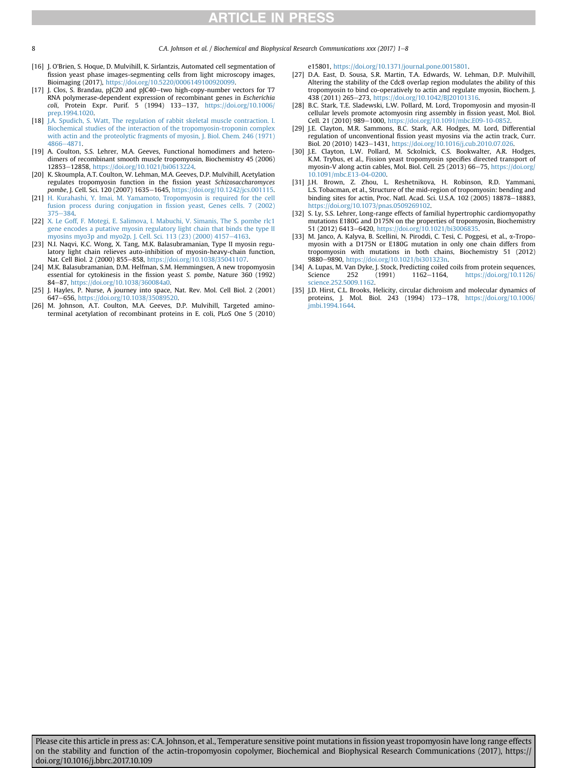[16] J. O'Brien, S. Hoque, D. Mulvihill, K. Sirlantzis, Automated cell segmentation of fission yeast phase images-segmenting cells from light microscopy images, Bioimaging (2017), https://doi.org/10.5220/0006149100920099.

[17] J. Clos, S. Brandau, pJC20 and pJC40–two high-copy-number vectors for T7 RNA polymerase-dependent expression of recombinant genes in *Escherichia coli*, Protein Expr. Purif. 5 (1994) 133–137, https://doi.org/10.1006/prep.1994.1020.

[18] J.A. Spudich, S. Watt, The regulation of rabbit skeletal muscle contraction. I. Biochemical studies of the interaction of the tropomyosin-troponin complex with actin and the proteolytic fragments of myosin, J. Biol. Chem. 246 (1971) 4866–4871.

[19] A. Coulton, S.S. Lehrer, M.A. Geeves, Functional homodimers and heterodimers of recombinant smooth muscle tropomyosin, Biochemistry 45 (2006) 12853–12858, https://doi.org/10.1021/bi0613224.

[20] K. Skoumpla, A.T. Coulton, W. Lehman, M.A. Geeves, D.P. Mulvihill, Acetylation regulates tropomyosin function in the fission yeast *Schizosaccharomyces pombe*, J. Cell. Sci. 120 (2007) 1635–1645, https://doi.org/10.1242/jcs.001115.

[21] H. Kurahashi, Y. Imai, M. Yamamoto, Tropomyosin is required for the cell fusion process during conjugation in fission yeast, Genes cells. 7 (2002) 375–384.

[22] X. Le Goff, F. Motegi, E. Salimova, I. Mabuchi, V. Simanis, The S. pombe rlc1 gene encodes a putative myosin regulatory light chain that binds the type II myosins myo3p and myo2p, J. Cell. Sci. 113 (23) (2000) 4157–4163.

[23] N.I. Naqvi, K.C. Wong, X. Tang, M.K. Balasubramanian, Type II myosin regulatory light chain relieves auto-inhibition of myosin-heavy-chain function, Nat. Cell Biol. 2 (2000) 855–858, https://doi.org/10.1038/35041107.

[24] M.K. Balasubramanian, D.M. Helfman, S.M. Hemmingsen, A new tropomyosin essential for cytokinesis in the fission yeast *S. pombe*, Nature 360 (1992) 84–87, https://doi.org/10.1038/360084a0.

[25] J. Hayles, P. Nurse, A journey into space, Nat. Rev. Mol. Cell Biol. 2 (2001) 647–656, https://doi.org/10.1038/35089520.

[26] M. Johnson, A.T. Coulton, M.A. Geeves, D.P. Mulvihill, Targeted amino-terminal acetylation of recombinant proteins in E. coli, PLoS One 5 (2010) e15801, https://doi.org/10.1371/journal.pone.0015801.

[27] D.A. East, D. Sousa, S.R. Martin, T.A. Edwards, W. Lehman, D.P. Mulvihill, Altering the stability of the Cdc8 overlap region modulates the ability of this tropomyosin to bind co-operatively to actin and regulate myosin, Biochem. J. 438 (2011) 265–273, https://doi.org/10.1042/BJ20101316.

[28] B.C. Stark, T.E. Sladewski, L.W. Pollard, M. Lord, Tropomyosin and myosin-II cellular levels promote actomyosin ring assembly in fission yeast, Mol. Biol. Cell. 21 (2010) 989–1000, https://doi.org/10.1091/mbc.E09-10-0852.

[29] J.E. Clayton, M.R. Sammons, B.C. Stark, A.R. Hodges, M. Lord, Differential regulation of unconventional fission yeast myosins via the actin track, Curr. Biol. 20 (2010) 1423–1431, https://doi.org/10.1016/j.cub.2010.07.026.

[30] J.E. Clayton, L.W. Pollard, M. Sckolnick, C.S. Bookwalter, A.R. Hodges, K.M. Trybus, et al., Fission yeast tropomyosin specifies directed transport of myosin-V along actin cables, Mol. Biol. Cell. 25 (2013) 66–75, https://doi.org/10.1091/mbc.E13-04-0200.

[31] J.H. Brown, Z. Zhou, L. Reshetnikova, H. Robinson, R.D. Yammani, L.S. Tobacman, et al., Structure of the mid-region of tropomyosin: bending and binding sites for actin, Proc. Natl. Acad. Sci. U.S.A. 102 (2005) 18878–18883, https://doi.org/10.1073/pnas.0509269102.

[32] S. Ly, S.S. Lehrer, Long-range effects of familial hypertrophic cardiomyopathy mutations E180G and D175N on the properties of tropomyosin, Biochemistry 51 (2012) 6413–6420, https://doi.org/10.1021/bi3006835.

[33] M. Janco, A. Kalyva, B. Scellini, N. Piroddi, C. Tesi, C. Poggesi, et al., α-Tropomyosin with a D175N or E180G mutation in only one chain differs from tropomyosin with mutations in both chains, Biochemistry 51 (2012) 9880–9890, https://doi.org/10.1021/bi301323n.

[34] A. Lupas, M. Van Dyke, J. Stock, Predicting coiled coils from protein sequences, Science 252 (1991) 1162–1164, https://doi.org/10.1126/science.252.5009.1162.

[35] J.D. Hirst, C.L. Brooks, Helicity, circular dichroism and molecular dynamics of proteins, J. Mol. Biol. 243 (1994) 173–178, https://doi.org/10.1006/jmbi.1994.1644.